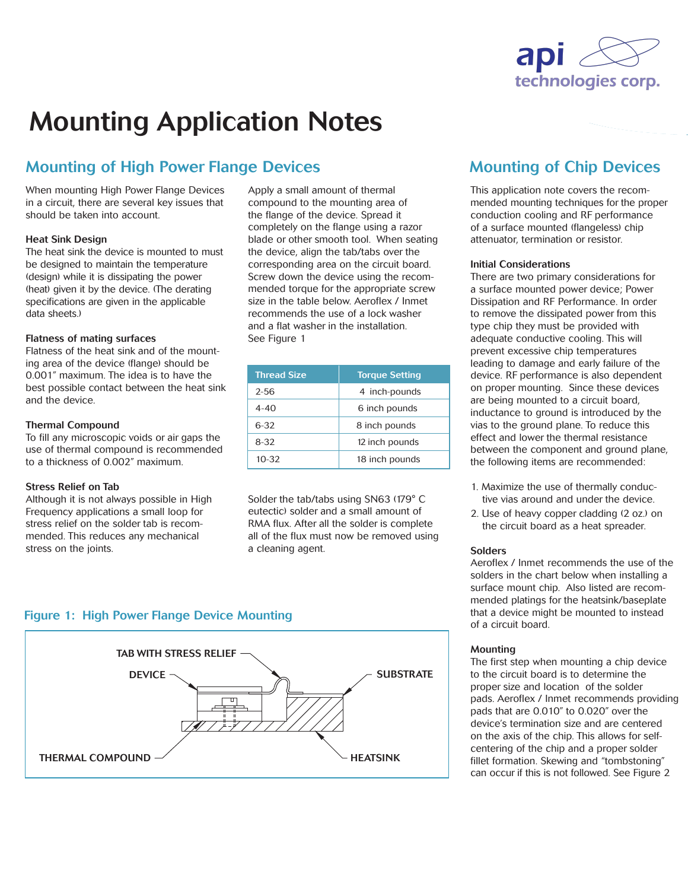# Mounting Application Notes

## Mounting of High Power Flange Devices

When mounting High Power Flange Devices in a circuit, there are several key issues that should be taken into account.

### Heat Sink Design

The heat sink the device is mounted to must be designed to maintain the temperature (design) while it is dissipating the power (heat) given it by the device. (The derating specifications are given in the applicable data sheets.)

### Flatness of mating surfaces

Flatness of the heat sink and of the mounting area of the device (flange) should be 0.001" maximum. The idea is to have the best possible contact between the heat sink and the device.

### Thermal Compound

To fill any microscopic voids or air gaps the use of thermal compound is recommended to a thickness of 0.002" maximum.

### Stress Relief on Tab

Although it is not always possible in High Frequency applications a small loop for stress relief on the solder tab is recommended. This reduces any mechanical stress on the joints.

Apply a small amount of thermal compound to the mounting area of the flange of the device. Spread it completely on the flange using a razor blade or other smooth tool. When seating the device, align the tab/tabs over the corresponding area on the circuit board. Screw down the device using the recommended torque for the appropriate screw size in the table below. Aeroflex / Inmet recommends the use of a lock washer and a flat washer in the installation. See Figure 1

| Thread Size | Torque Setting |
|---|---|
| 2-56 | 4 inch-pounds |
| 4-40 | 6 inch pounds |
| 6-32 | 8 inch pounds |
| 8-32 | 12 inch pounds |
| 10-32 | 18 inch pounds |

Solder the tab/tabs using SN63 (179° C eutectic) solder and a small amount of RMA flux. After all the solder is complete all of the flux must now be removed using a cleaning agent.

Figure 1: High Power Flange Device Mounting

## Mounting of Chip Devices

This application note covers the recommended mounting techniques for the proper conduction cooling and RF performance of a surface mounted (flangeless) chip attenuator, termination or resistor.

### Initial Considerations

There are two primary considerations for a surface mounted power device; Power Dissipation and RF Performance. In order to remove the dissipated power from this type chip they must be provided with adequate conductive cooling. This will prevent excessive chip temperatures leading to damage and early failure of the device. RF performance is also dependent on proper mounting. Since these devices are being mounted to a circuit board, inductance to ground is introduced by the vias to the ground plane. To reduce this effect and lower the thermal resistance between the component and ground plane, the following items are recommended:

1. Maximize the use of thermally conductive vias around and under the device.
2. Use of heavy copper cladding (2 oz.) on the circuit board as a heat spreader.

### Solders

Aeroflex / Inmet recommends the use of the solders in the chart below when installing a surface mount chip. Also listed are recommended platings for the heatsink/baseplate that a device might be mounted to instead of a circuit board.

### Mounting

The first step when mounting a chip device to the circuit board is to determine the proper size and location of the solder pads. Aeroflex / Inmet recommends providing pads that are 0.010" to 0.020" over the device's termination size and are centered on the axis of the chip. This allows for self-centering of the chip and a proper solder fillet formation. Skewing and "tombstoning" can occur if this is not followed. See Figure 2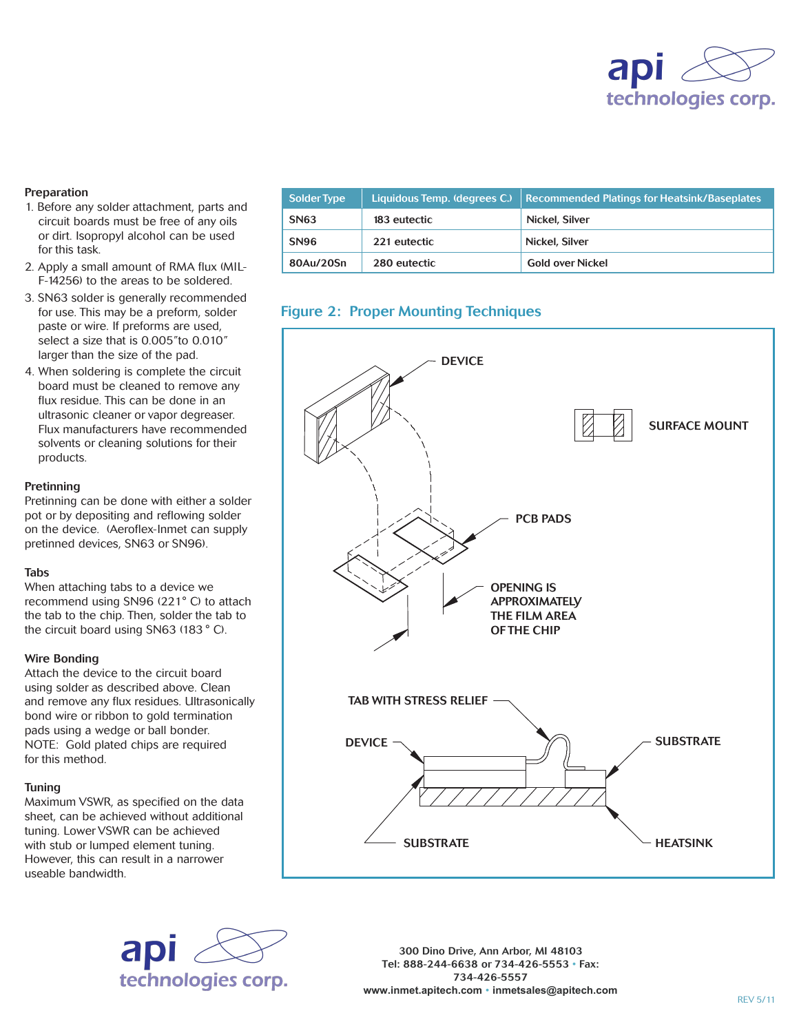### Preparation

1. Before any solder attachment, parts and circuit boards must be free of any oils or dirt. Isopropyl alcohol can be used for this task.
2. Apply a small amount of RMA flux (MIL-F-14256) to the areas to be soldered.
3. SN63 solder is generally recommended for use. This may be a preform, solder paste or wire. If preforms are used, select a size that is 0.005"to 0.010" larger than the size of the pad.
4. When soldering is complete the circuit board must be cleaned to remove any flux residue. This can be done in an ultrasonic cleaner or vapor degreaser. Flux manufacturers have recommended solvents or cleaning solutions for their products.

### Pretinning

Pretinning can be done with either a solder pot or by depositing and reflowing solder on the device. (Aeroflex-Inmet can supply pretinned devices, SN63 or SN96).

### Tabs

When attaching tabs to a device we recommend using SN96 (221° C) to attach the tab to the chip. Then, solder the tab to the circuit board using SN63 (183 ° C).

### Wire Bonding

Attach the device to the circuit board using solder as described above. Clean and remove any flux residues. Ultrasonically bond wire or ribbon to gold termination pads using a wedge or ball bonder.
NOTE: Gold plated chips are required for this method.

### Tuning

Maximum VSWR, as specified on the data sheet, can be achieved without additional tuning. Lower VSWR can be achieved with stub or lumped element tuning. However, this can result in a narrower useable bandwidth.

| Solder Type | Liquidous Temp. (degrees C.) | Recommended Platings for Heatsink/Baseplates |
|---|---|---|
| SN63 | 183 eutectic | Nickel, Silver |
| SN96 | 221 eutectic | Nickel, Silver |
| 80Au/20Sn | 280 eutectic | Gold over Nickel |

## Figure 2: Proper Mounting Techniques

DEVICE
SURFACE MOUNT
PCB PADS
OPENING IS APPROXIMATELY THE FILM AREA OF THE CHIP
TAB WITH STRESS RELIEF
DEVICE
SUBSTRATE
SUBSTRATE
HEATSINK

300 Dino Drive, Ann Arbor, MI 48103
Tel: 888-244-6638 or 734-426-5553 • Fax: 734-426-5557
www.inmet.apitech.com • inmetsales@apitech.com

REV 5/11